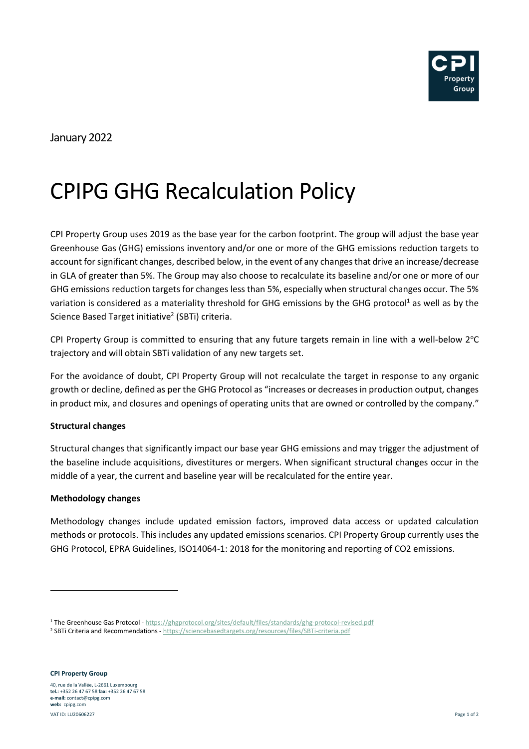January 2022

# CPIPG GHG Recalculation Policy

CPI Property Group uses 2019 as the base year for the carbon footprint. The group will adjust the base year Greenhouse Gas (GHG) emissions inventory and/or one or more of the GHG emissions reduction targets to account for significant changes, described below, in the event of any changes that drive an increase/decrease in GLA of greater than 5%. The Group may also choose to recalculate its baseline and/or one or more of our GHG emissions reduction targets for changes less than 5%, especially when structural changes occur. The 5% variation is considered as a materiality threshold for GHG emissions by the GHG protocol[1] as well as by the Science Based Target initiative[2] (SBTi) criteria.

CPI Property Group is committed to ensuring that any future targets remain in line with a well-below 2°C trajectory and will obtain SBTi validation of any new targets set.

For the avoidance of doubt, CPI Property Group will not recalculate the target in response to any organic growth or decline, defined as per the GHG Protocol as "increases or decreases in production output, changes in product mix, and closures and openings of operating units that are owned or controlled by the company."

**Structural changes**

Structural changes that significantly impact our base year GHG emissions and may trigger the adjustment of the baseline include acquisitions, divestitures or mergers. When significant structural changes occur in the middle of a year, the current and baseline year will be recalculated for the entire year.

**Methodology changes**

Methodology changes include updated emission factors, improved data access or updated calculation methods or protocols. This includes any updated emissions scenarios. CPI Property Group currently uses the GHG Protocol, EPRA Guidelines, ISO14064-1: 2018 for the monitoring and reporting of CO2 emissions.

---

[1] The Greenhouse Gas Protocol - https://ghgprotocol.org/sites/default/files/standards/ghg-protocol-revised.pdf

[2] SBTi Criteria and Recommendations - https://sciencebasedtargets.org/resources/files/SBTi-criteria.pdf

**CPI Property Group**

40, rue de la Vallée, L-2661 Luxembourg
**tel.:** +352 26 47 67 58 **fax:** +352 26 47 67 58
**e-mail:** contact@cpipg.com
**web:** cpipg.com

VAT ID: LU20606227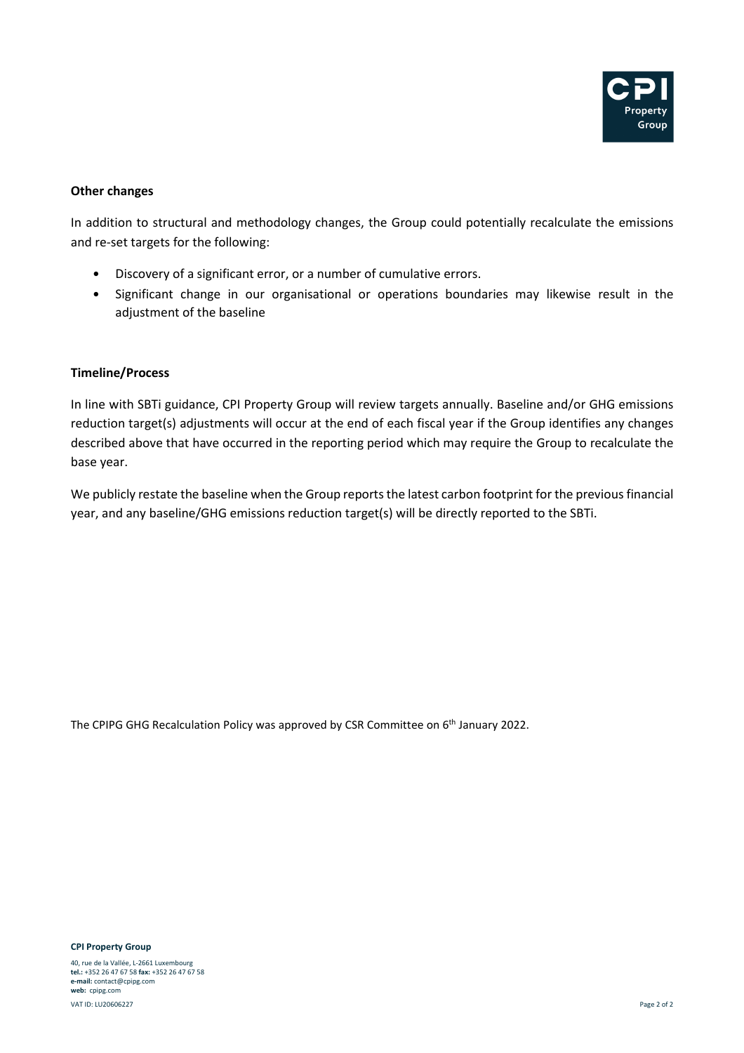**Other changes**

In addition to structural and methodology changes, the Group could potentially recalculate the emissions and re-set targets for the following:

- Discovery of a significant error, or a number of cumulative errors.
- Significant change in our organisational or operations boundaries may likewise result in the adjustment of the baseline

**Timeline/Process**

In line with SBTi guidance, CPI Property Group will review targets annually. Baseline and/or GHG emissions reduction target(s) adjustments will occur at the end of each fiscal year if the Group identifies any changes described above that have occurred in the reporting period which may require the Group to recalculate the base year.

We publicly restate the baseline when the Group reports the latest carbon footprint for the previous financial year, and any baseline/GHG emissions reduction target(s) will be directly reported to the SBTi.

The CPIPG GHG Recalculation Policy was approved by CSR Committee on 6th January 2022.

**CPI Property Group**

40, rue de la Vallée, L-2661 Luxembourg
**tel.:** +352 26 47 67 58 **fax:** +352 26 47 67 58
**e-mail:** contact@cpipg.com
**web:** cpipg.com
VAT ID: LU20606227